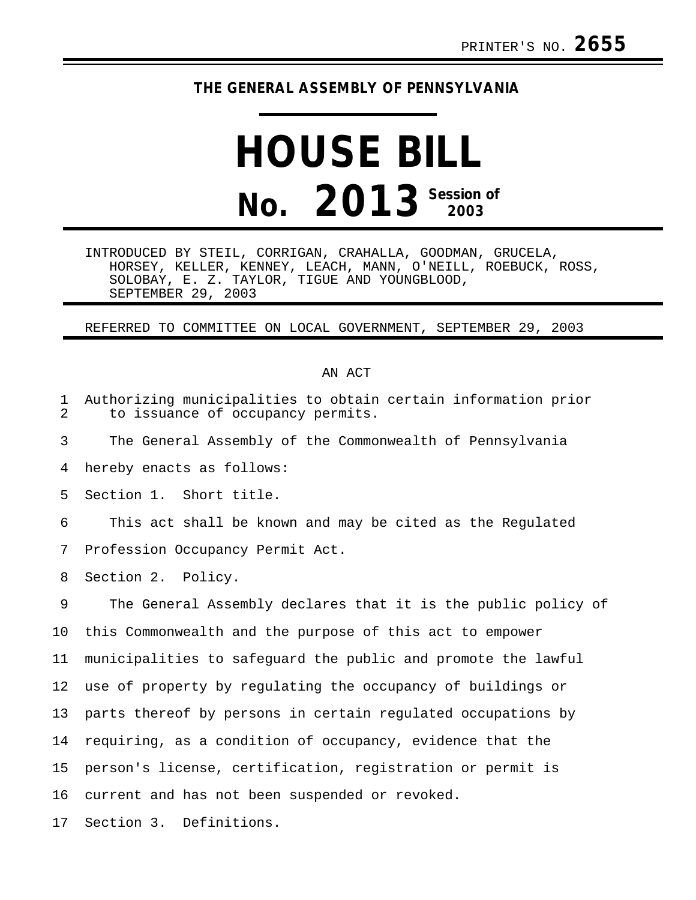PRINTER'S NO. **2655**

**THE GENERAL ASSEMBLY OF PENNSYLVANIA**

# HOUSE BILL

# No. 2013 Session of 2003

INTRODUCED BY STEIL, CORRIGAN, CRAHALLA, GOODMAN, GRUCELA, HORSEY, KELLER, KENNEY, LEACH, MANN, O'NEILL, ROEBUCK, ROSS, SOLOBAY, E. Z. TAYLOR, TIGUE AND YOUNGBLOOD, SEPTEMBER 29, 2003

REFERRED TO COMMITTEE ON LOCAL GOVERNMENT, SEPTEMBER 29, 2003

AN ACT

Authorizing municipalities to obtain certain information prior to issuance of occupancy permits.

The General Assembly of the Commonwealth of Pennsylvania hereby enacts as follows:

Section 1. Short title.

This act shall be known and may be cited as the Regulated Profession Occupancy Permit Act.

Section 2. Policy.

The General Assembly declares that it is the public policy of this Commonwealth and the purpose of this act to empower municipalities to safeguard the public and promote the lawful use of property by regulating the occupancy of buildings or parts thereof by persons in certain regulated occupations by requiring, as a condition of occupancy, evidence that the person's license, certification, registration or permit is current and has not been suspended or revoked.

Section 3. Definitions.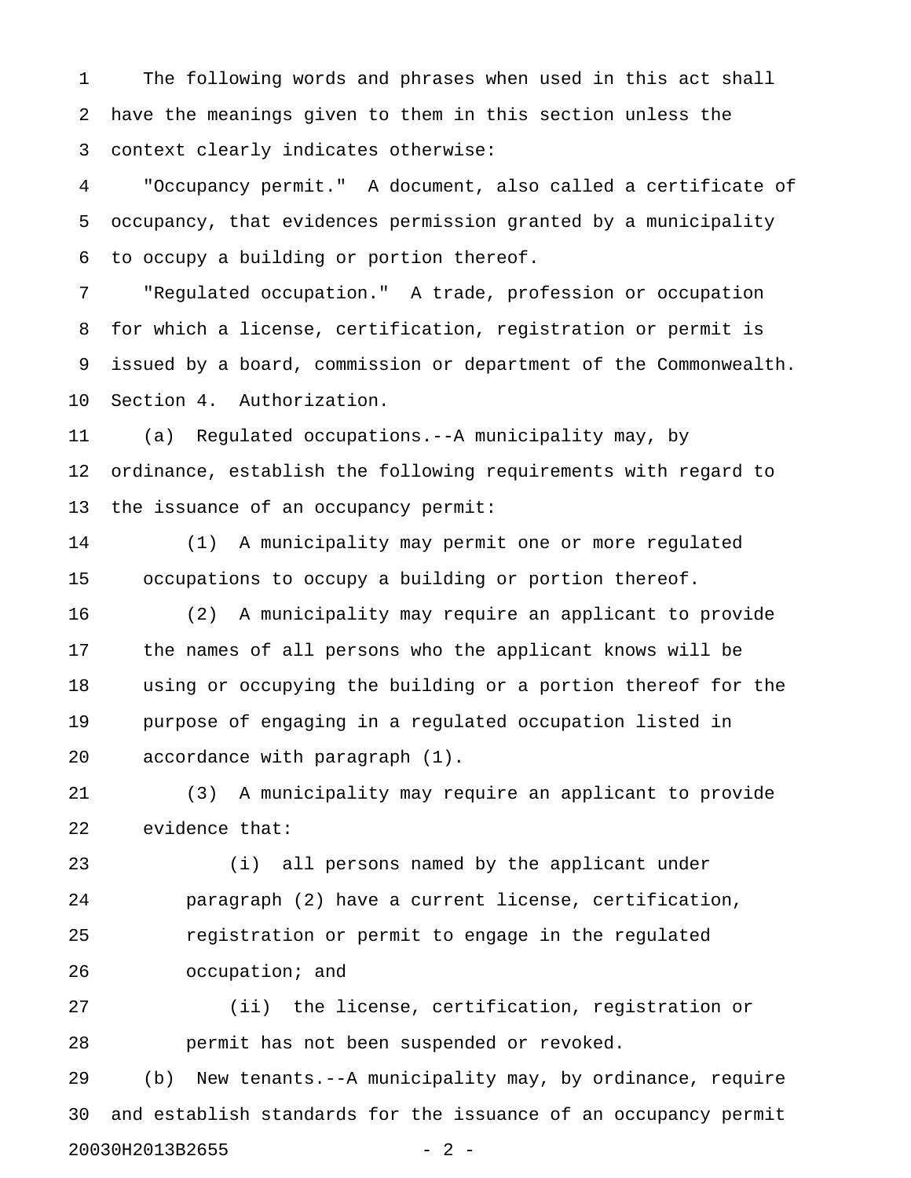The following words and phrases when used in this act shall have the meanings given to them in this section unless the context clearly indicates otherwise:

"Occupancy permit." A document, also called a certificate of occupancy, that evidences permission granted by a municipality to occupy a building or portion thereof.

"Regulated occupation." A trade, profession or occupation for which a license, certification, registration or permit is issued by a board, commission or department of the Commonwealth.

Section 4. Authorization.

(a) Regulated occupations.--A municipality may, by ordinance, establish the following requirements with regard to the issuance of an occupancy permit:

(1) A municipality may permit one or more regulated occupations to occupy a building or portion thereof.

(2) A municipality may require an applicant to provide the names of all persons who the applicant knows will be using or occupying the building or a portion thereof for the purpose of engaging in a regulated occupation listed in accordance with paragraph (1).

(3) A municipality may require an applicant to provide evidence that:

(i) all persons named by the applicant under paragraph (2) have a current license, certification, registration or permit to engage in the regulated occupation; and

(ii) the license, certification, registration or permit has not been suspended or revoked.

(b) New tenants.--A municipality may, by ordinance, require and establish standards for the issuance of an occupancy permit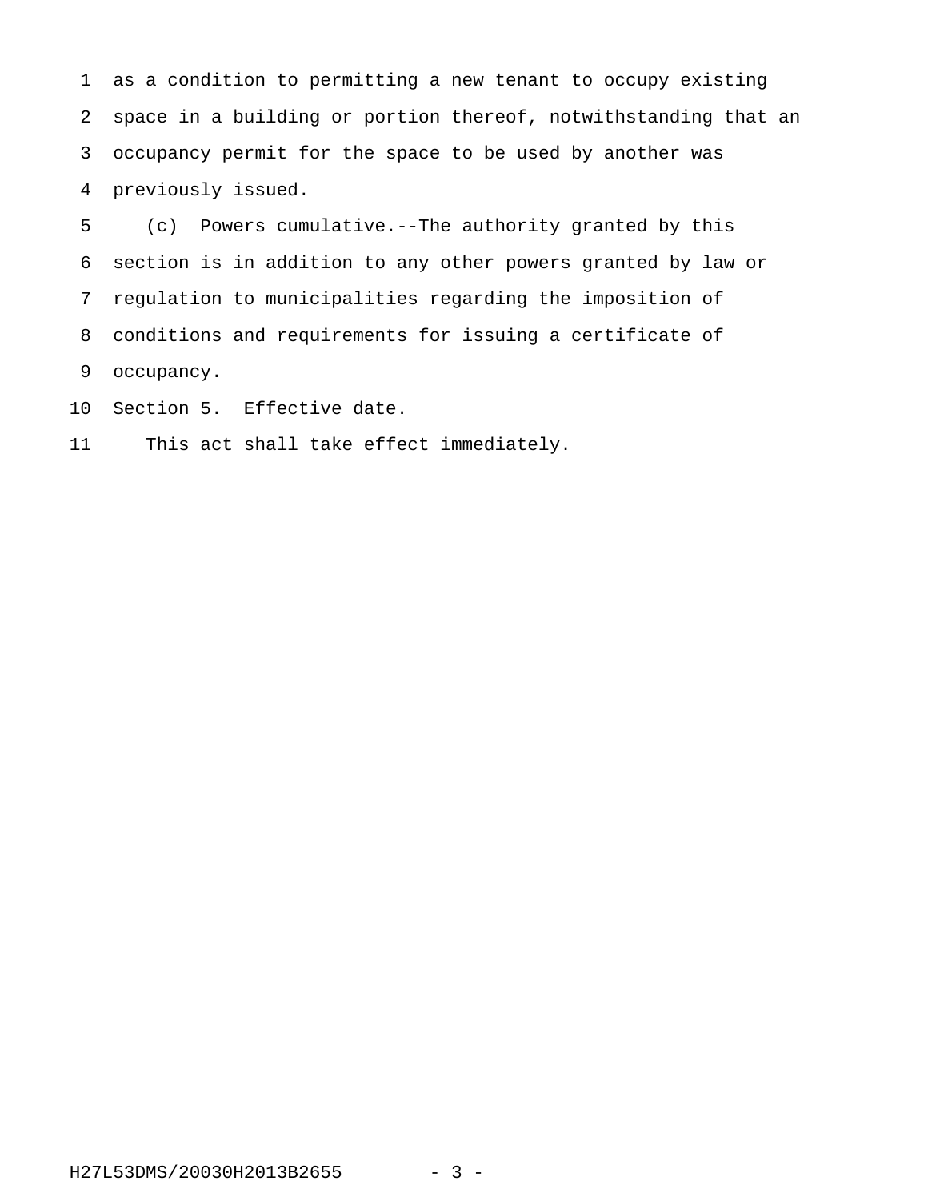as a condition to permitting a new tenant to occupy existing space in a building or portion thereof, notwithstanding that an occupancy permit for the space to be used by another was previously issued.

(c) Powers cumulative.--The authority granted by this section is in addition to any other powers granted by law or regulation to municipalities regarding the imposition of conditions and requirements for issuing a certificate of occupancy.

Section 5. Effective date.

This act shall take effect immediately.